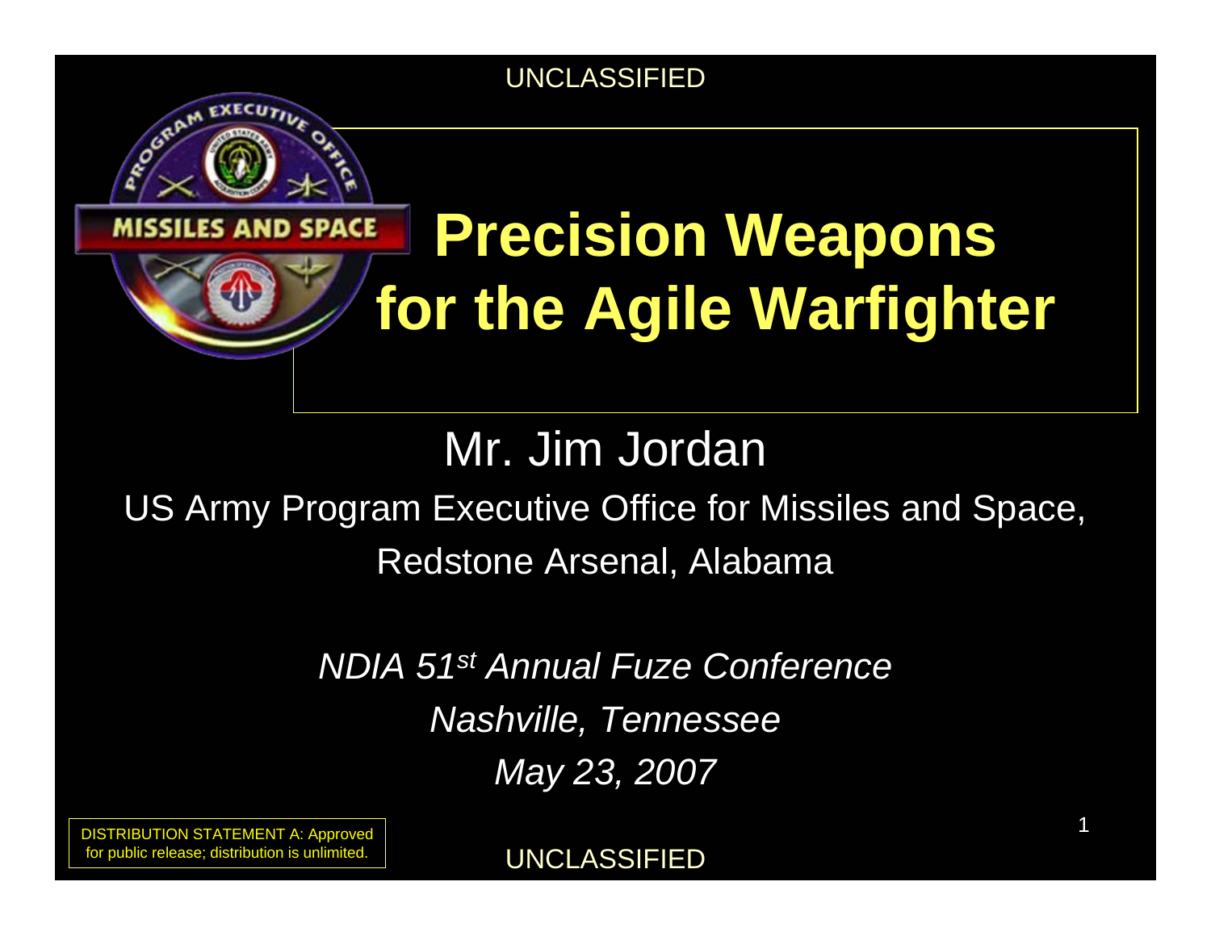UNCLASSIFIED

# Precision Weapons for the Agile Warfighter

Mr. Jim Jordan

US Army Program Executive Office for Missiles and Space, Redstone Arsenal, Alabama

*NDIA 51st Annual Fuze Conference*

*Nashville, Tennessee*

*May 23, 2007*

DISTRIBUTION STATEMENT A: Approved for public release; distribution is unlimited.

UNCLASSIFIED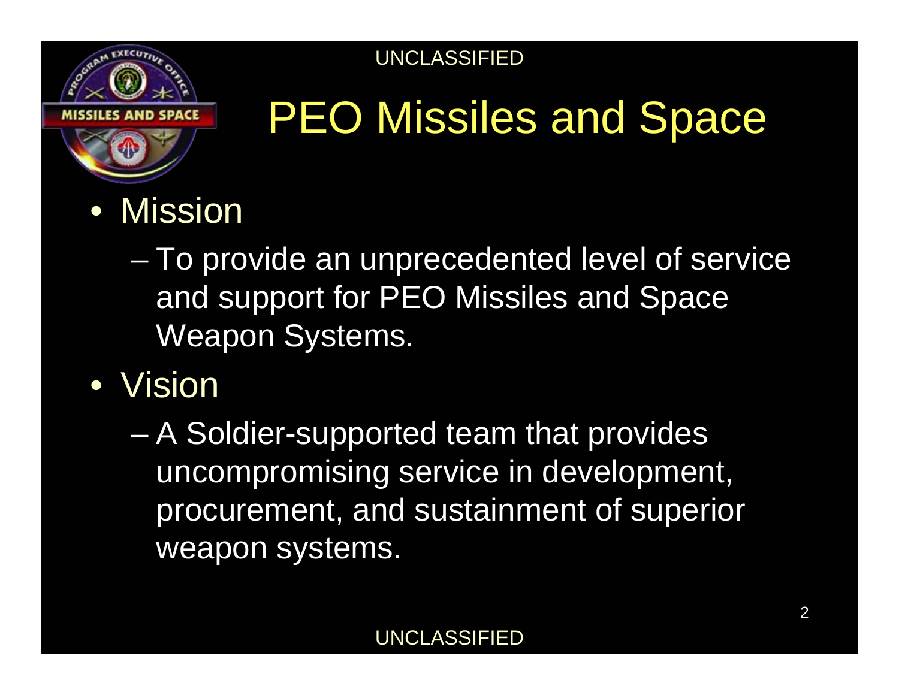# PEO Missiles and Space

- Mission
  - To provide an unprecedented level of service and support for PEO Missiles and Space Weapon Systems.
- Vision
  - A Soldier-supported team that provides uncompromising service in development, procurement, and sustainment of superior weapon systems.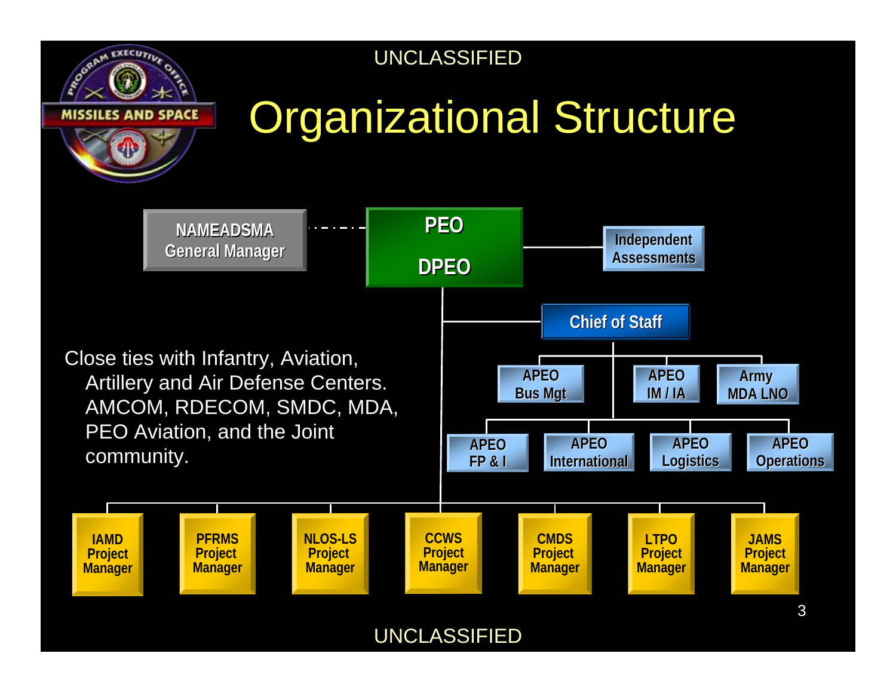# Organizational Structure

- NAMEADSMA General Manager
- PEO / DPEO
- Independent Assessments
- Chief of Staff
  - APEO Bus Mgt
  - APEO IM / IA
  - Army MDA LNO
  - APEO FP & I
  - APEO International
  - APEO Logistics
  - APEO Operations
- IAMD Project Manager
- PFRMS Project Manager
- NLOS-LS Project Manager
- CCWS Project Manager
- CMDS Project Manager
- LTPO Project Manager
- JAMS Project Manager

Close ties with Infantry, Aviation, Artillery and Air Defense Centers. AMCOM, RDECOM, SMDC, MDA, PEO Aviation, and the Joint community.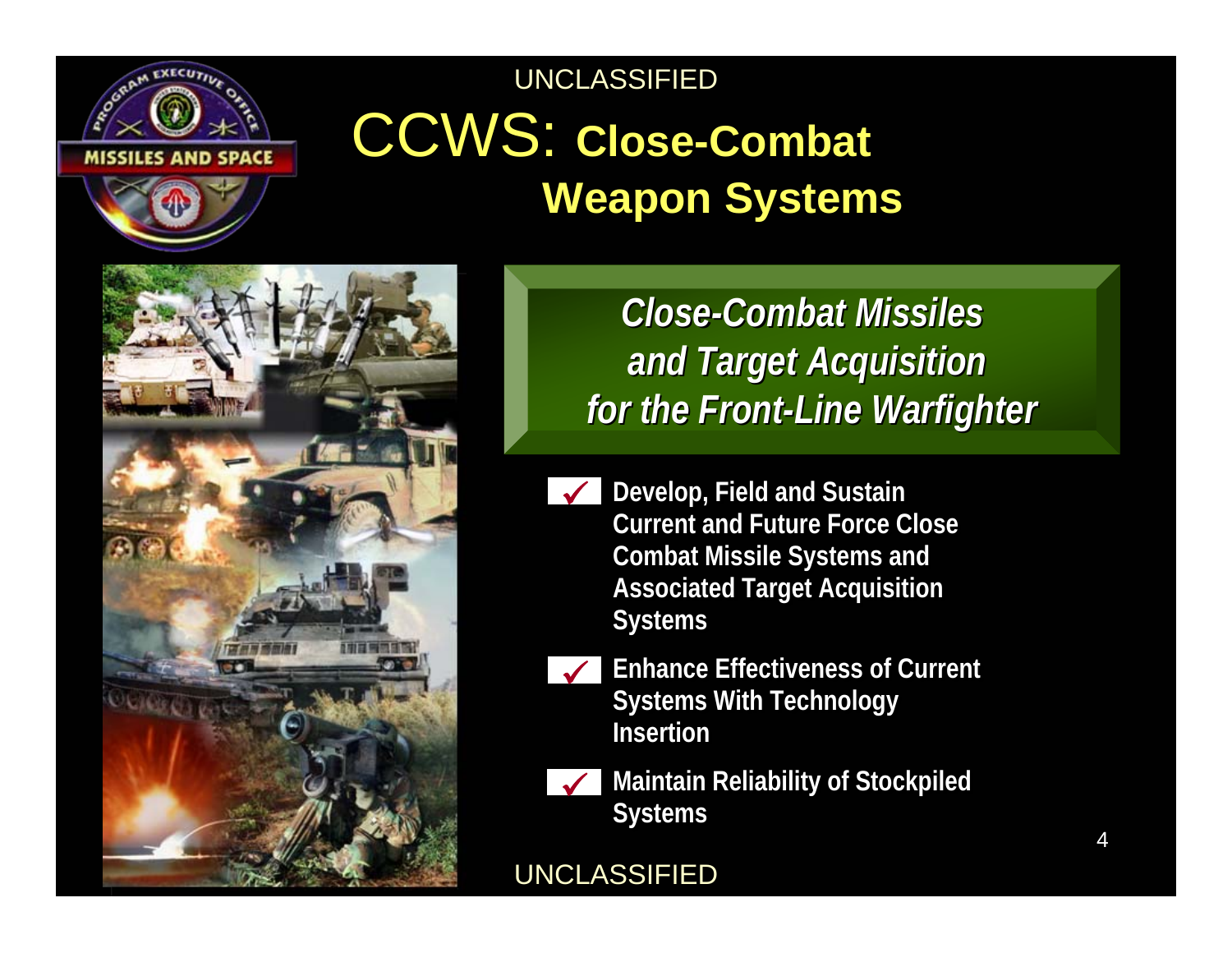# CCWS: Close-Combat Weapon Systems

## *Close-Combat Missiles and Target Acquisition for the Front-Line Warfighter*

- ✓ **Develop, Field and Sustain Current and Future Force Close Combat Missile Systems and Associated Target Acquisition Systems**
- ✓ **Enhance Effectiveness of Current Systems With Technology Insertion**
- ✓ **Maintain Reliability of Stockpiled Systems**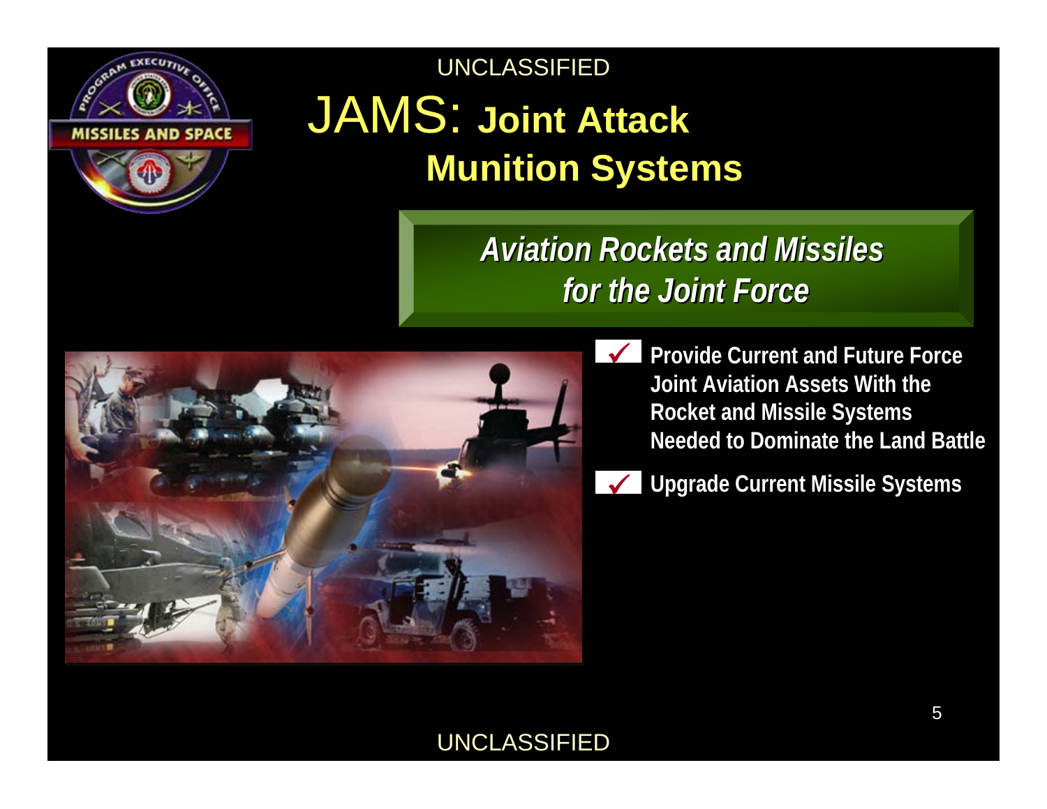# JAMS: Joint Attack Munition Systems

***Aviation Rockets and Missiles for the Joint Force***

- ✓ **Provide Current and Future Force Joint Aviation Assets With the Rocket and Missile Systems Needed to Dominate the Land Battle**
- ✓ **Upgrade Current Missile Systems**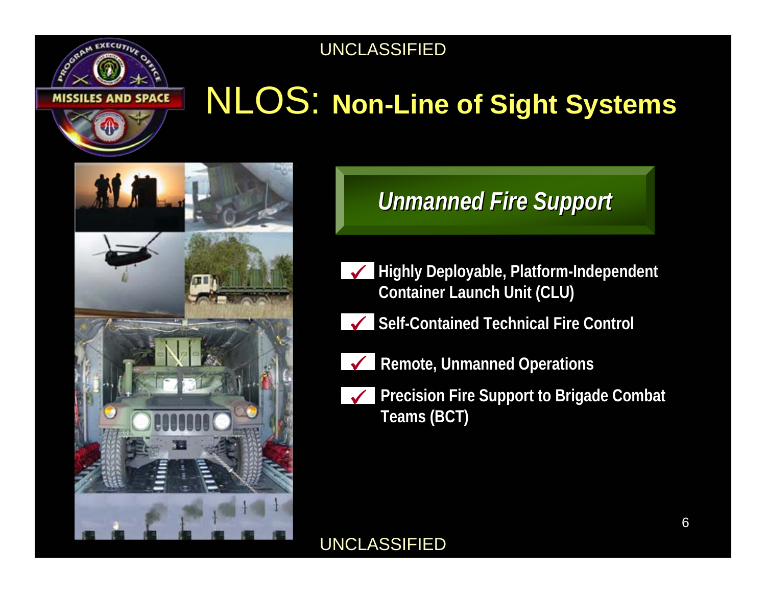# NLOS: Non-Line of Sight Systems

## *Unmanned Fire Support*

- ✓ Highly Deployable, Platform-Independent Container Launch Unit (CLU)
- ✓ Self-Contained Technical Fire Control
- ✓ Remote, Unmanned Operations
- ✓ Precision Fire Support to Brigade Combat Teams (BCT)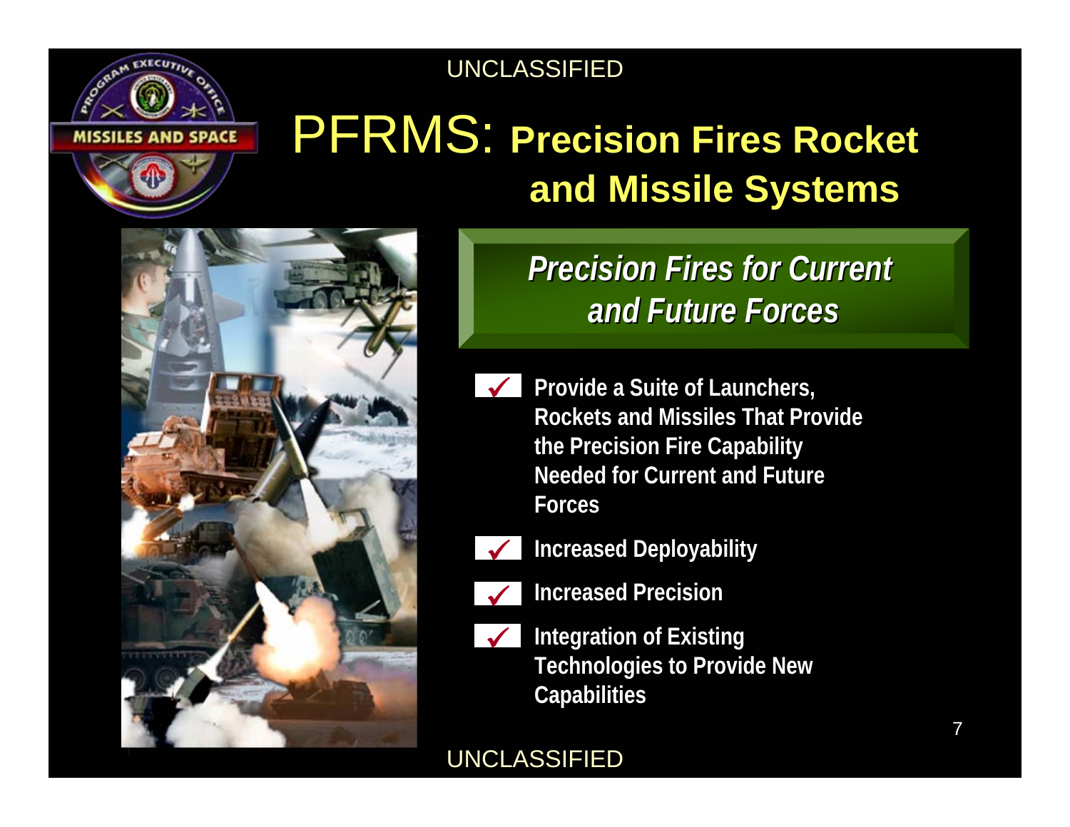# PFRMS: Precision Fires Rocket and Missile Systems

## *Precision Fires for Current and Future Forces*

- Provide a Suite of Launchers, Rockets and Missiles That Provide the Precision Fire Capability Needed for Current and Future Forces
- Increased Deployability
- Increased Precision
- Integration of Existing Technologies to Provide New Capabilities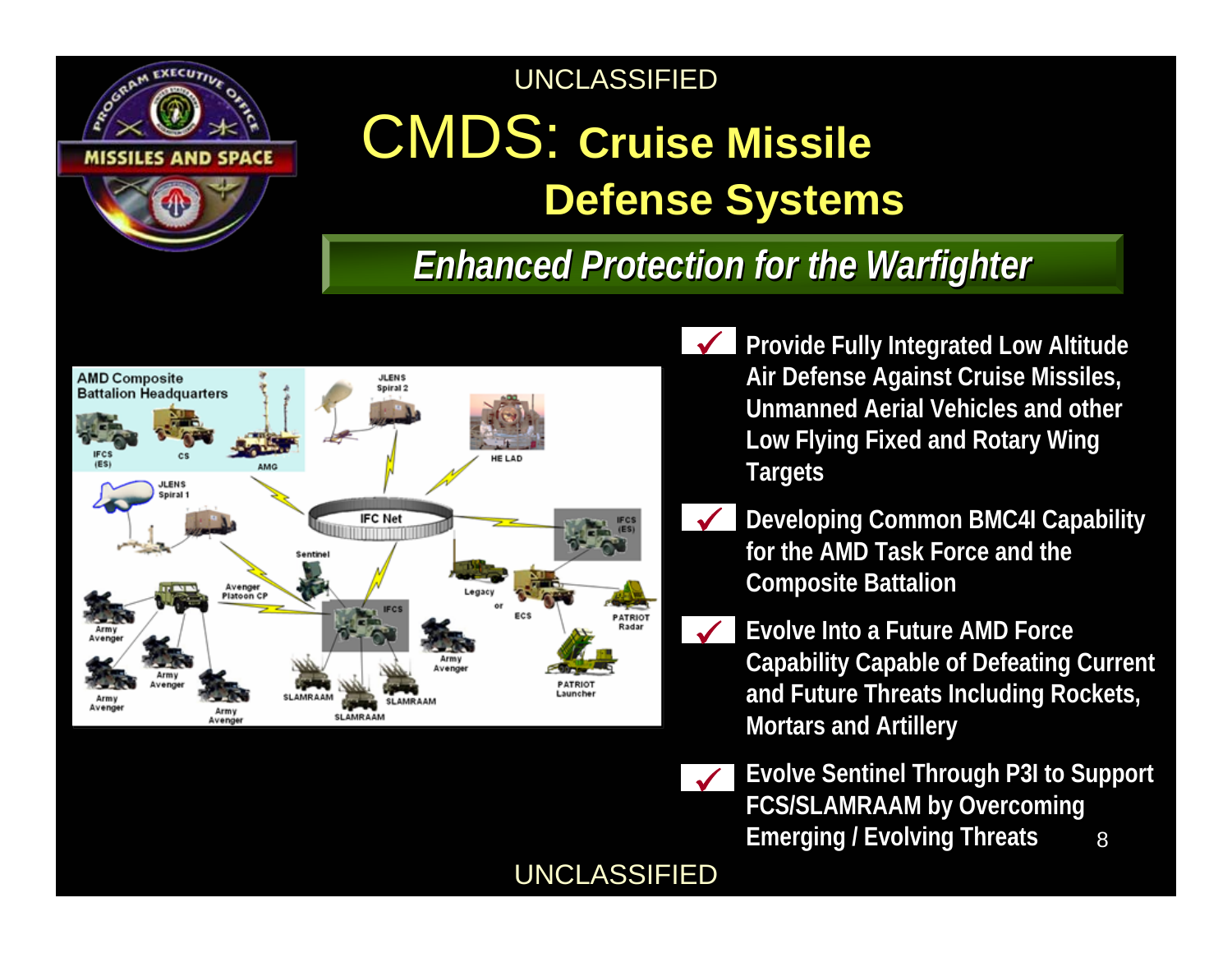UNCLASSIFIED

# CMDS: Cruise Missile Defense Systems

## *Enhanced Protection for the Warfighter*

- Provide Fully Integrated Low Altitude Air Defense Against Cruise Missiles, Unmanned Aerial Vehicles and other Low Flying Fixed and Rotary Wing Targets
- Developing Common BMC4I Capability for the AMD Task Force and the Composite Battalion
- Evolve Into a Future AMD Force Capability Capable of Defeating Current and Future Threats Including Rockets, Mortars and Artillery
- Evolve Sentinel Through P3I to Support FCS/SLAMRAAM by Overcoming Emerging / Evolving Threats

UNCLASSIFIED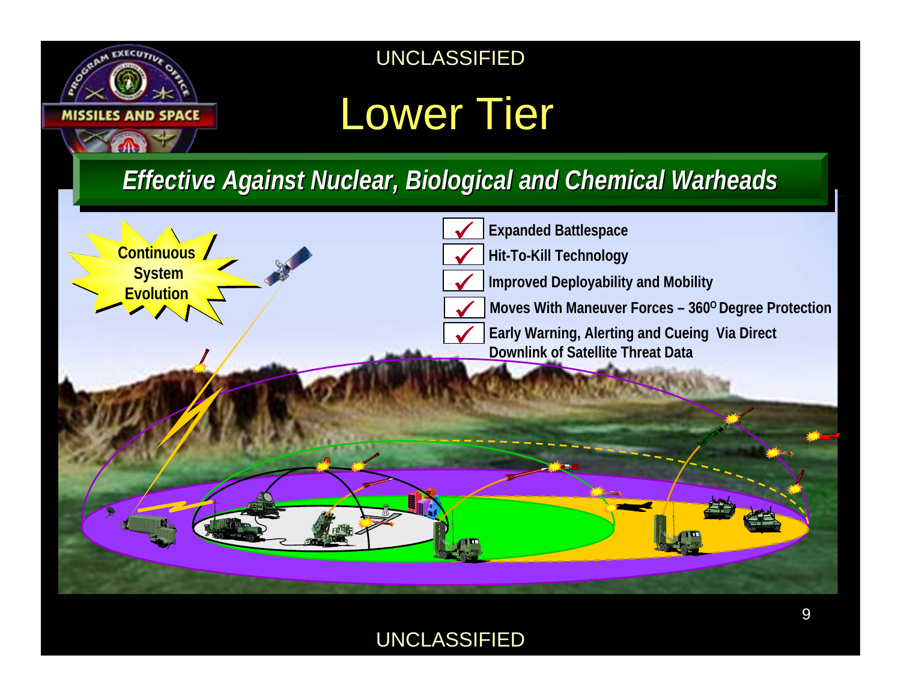# Lower Tier

## *Effective Against Nuclear, Biological and Chemical Warheads*

**Continuous System Evolution**

- ✓ **Expanded Battlespace**
- ✓ **Hit-To-Kill Technology**
- ✓ **Improved Deployability and Mobility**
- ✓ **Moves With Maneuver Forces – 360° Degree Protection**
- ✓ **Early Warning, Alerting and Cueing Via Direct Downlink of Satellite Threat Data**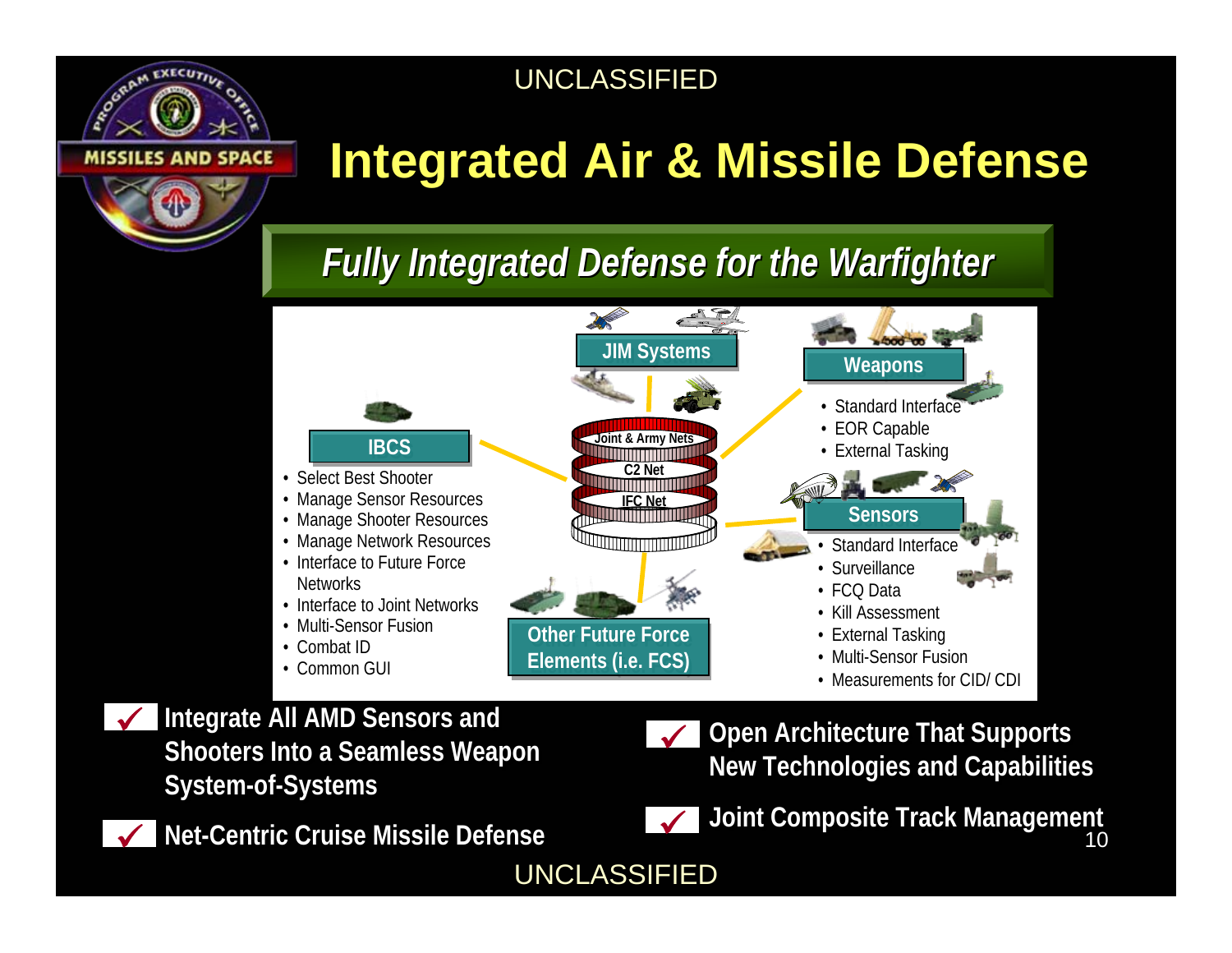# Integrated Air & Missile Defense

## *Fully Integrated Defense for the Warfighter*

**JIM Systems**

**Joint & Army Nets**

**C2 Net**

**IFC Net**

**IBCS**

- Select Best Shooter
- Manage Sensor Resources
- Manage Shooter Resources
- Manage Network Resources
- Interface to Future Force Networks
- Interface to Joint Networks
- Multi-Sensor Fusion
- Combat ID
- Common GUI

**Weapons**

- Standard Interface
- EOR Capable
- External Tasking

**Sensors**

- Standard Interface
- Surveillance
- FCQ Data
- Kill Assessment
- External Tasking
- Multi-Sensor Fusion
- Measurements for CID/ CDI

**Other Future Force Elements (i.e. FCS)**

- ✓ **Integrate All AMD Sensors and Shooters Into a Seamless Weapon System-of-Systems**
- ✓ **Net-Centric Cruise Missile Defense**
- ✓ **Open Architecture That Supports New Technologies and Capabilities**
- ✓ **Joint Composite Track Management**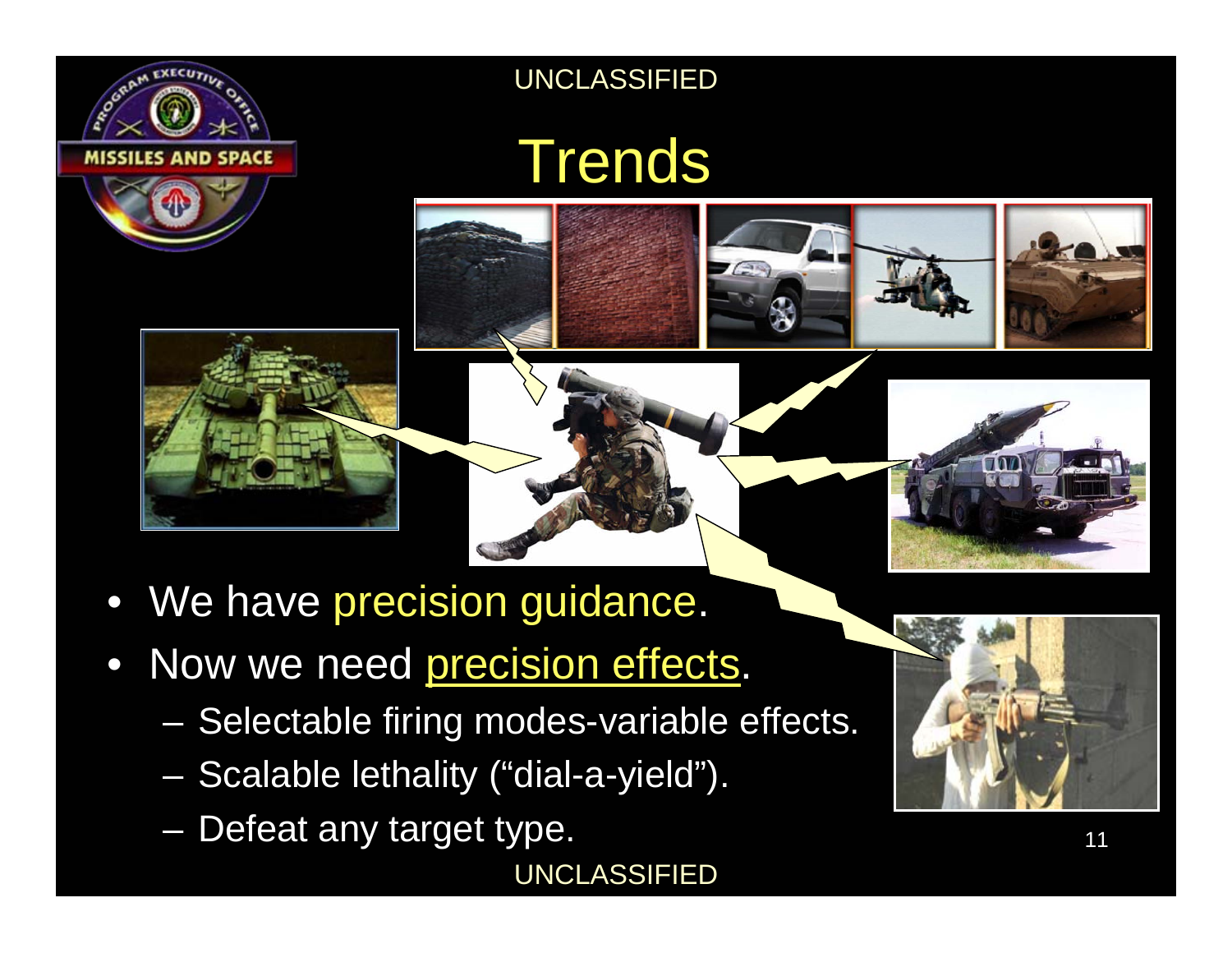UNCLASSIFIED

# Trends

- We have precision guidance.
- Now we need precision effects.
  - Selectable firing modes-variable effects.
  - Scalable lethality ("dial-a-yield").
  - Defeat any target type.

UNCLASSIFIED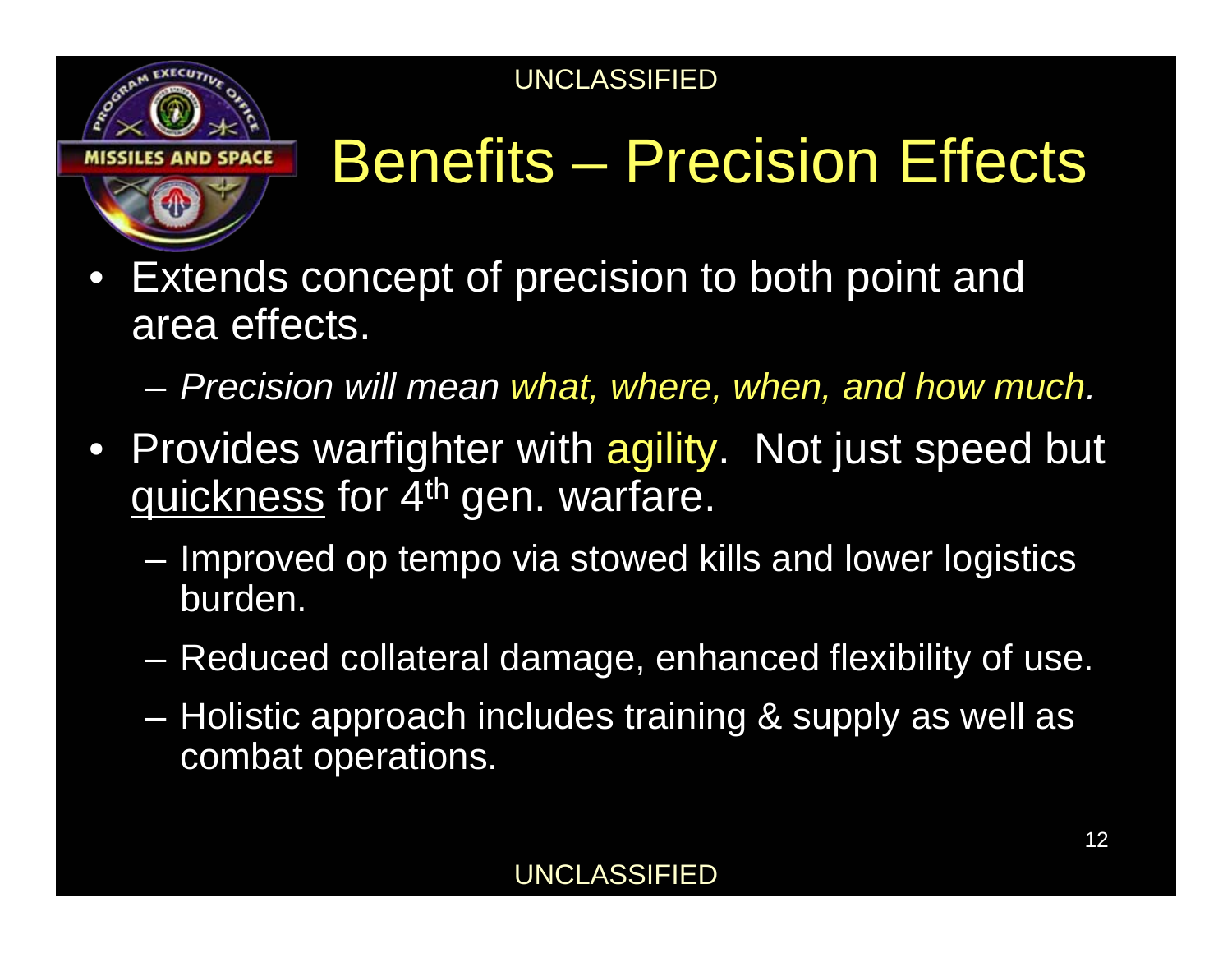# Benefits – Precision Effects

- Extends concept of precision to both point and area effects.
  - *Precision will mean what, where, when, and how much.*
- Provides warfighter with agility. Not just speed but quickness for 4th gen. warfare.
  - Improved op tempo via stowed kills and lower logistics burden.
  - Reduced collateral damage, enhanced flexibility of use.
  - Holistic approach includes training & supply as well as combat operations.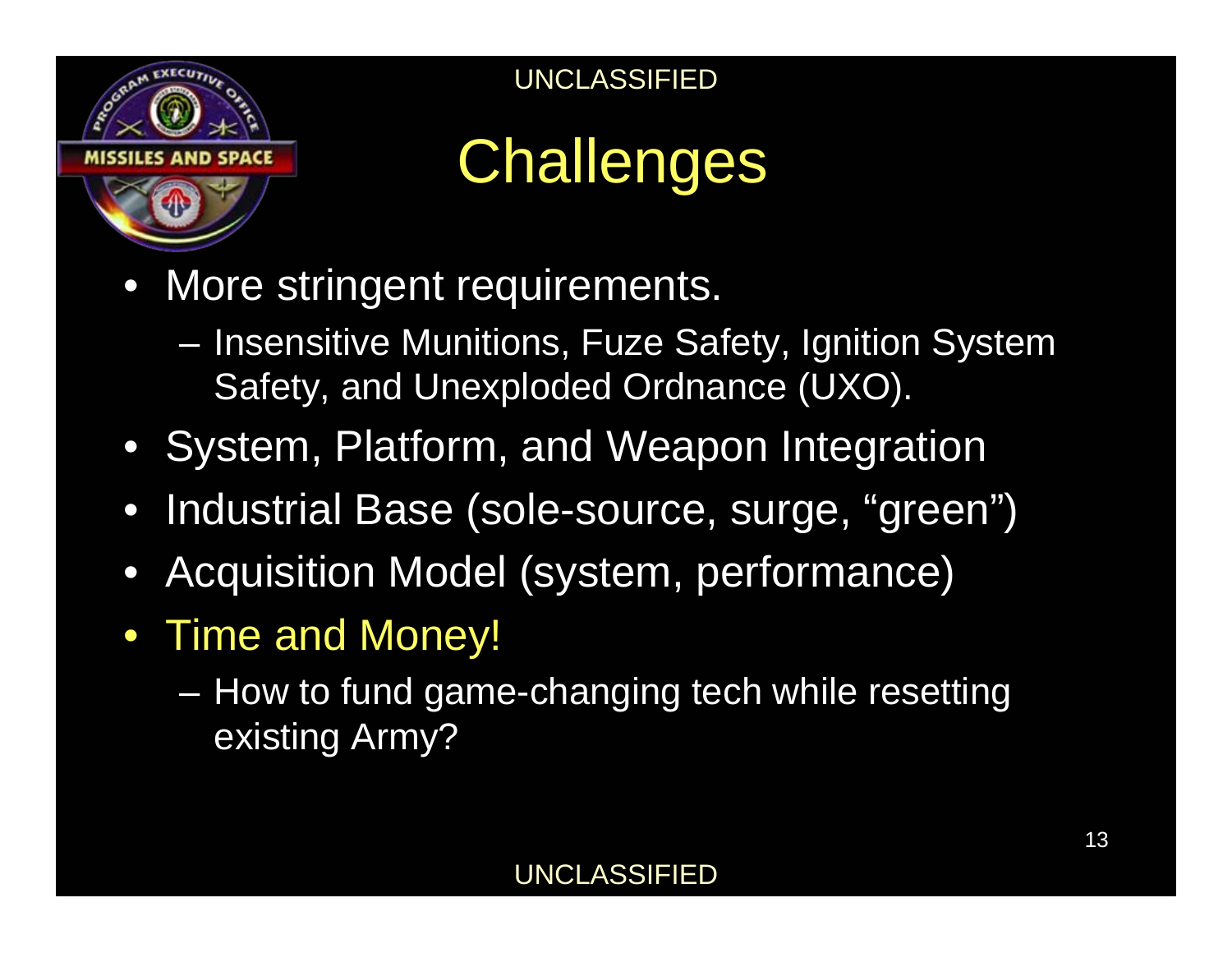# Challenges

- More stringent requirements.
  - Insensitive Munitions, Fuze Safety, Ignition System Safety, and Unexploded Ordnance (UXO).
- System, Platform, and Weapon Integration
- Industrial Base (sole-source, surge, "green")
- Acquisition Model (system, performance)
- Time and Money!
  - How to fund game-changing tech while resetting existing Army?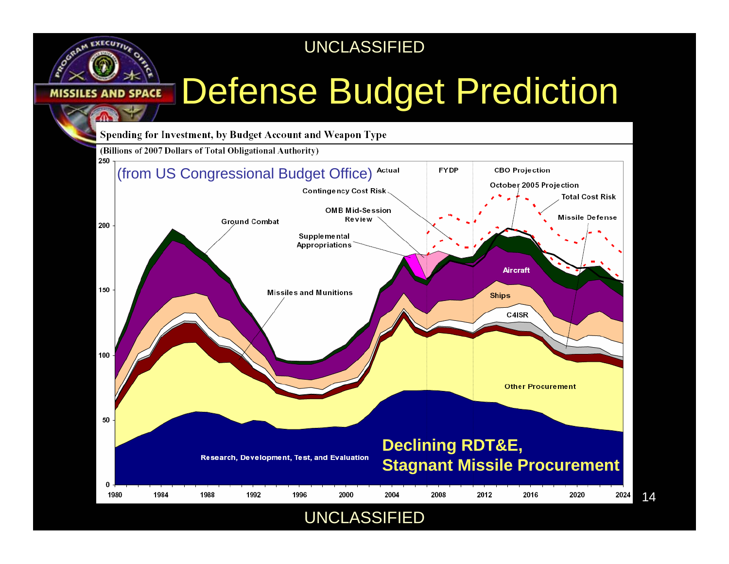# Defense Budget Prediction

**Spending for Investment, by Budget Account and Weapon Type**

(Billions of 2007 Dollars of Total Obligational Authority)

(from US Congressional Budget Office)

Actual | FYDP | CBO Projection

October 2005 Projection

Contingency Cost Risk

Total Cost Risk

OMB Mid-Session Review

Missile Defense

Ground Combat

Supplemental Appropriations

Aircraft

Ships

C4ISR

Missiles and Munitions

Other Procurement

Research, Development, Test, and Evaluation

Y-axis: 0, 50, 100, 150, 200, 250

X-axis: 1980, 1984, 1988, 1992, 1996, 2000, 2004, 2008, 2012, 2016, 2020, 2024

**Declining RDT&E, Stagnant Missile Procurement**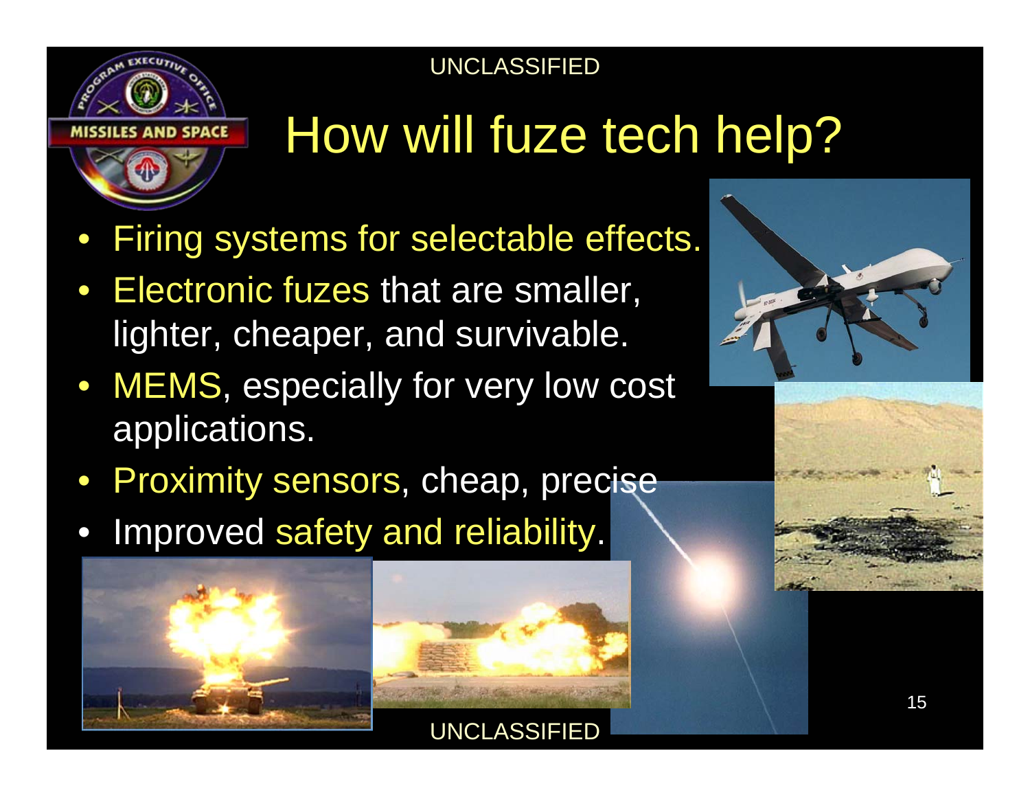UNCLASSIFIED

# How will fuze tech help?

- Firing systems for selectable effects.
- Electronic fuzes that are smaller, lighter, cheaper, and survivable.
- MEMS, especially for very low cost applications.
- Proximity sensors, cheap, precise
- Improved safety and reliability.

UNCLASSIFIED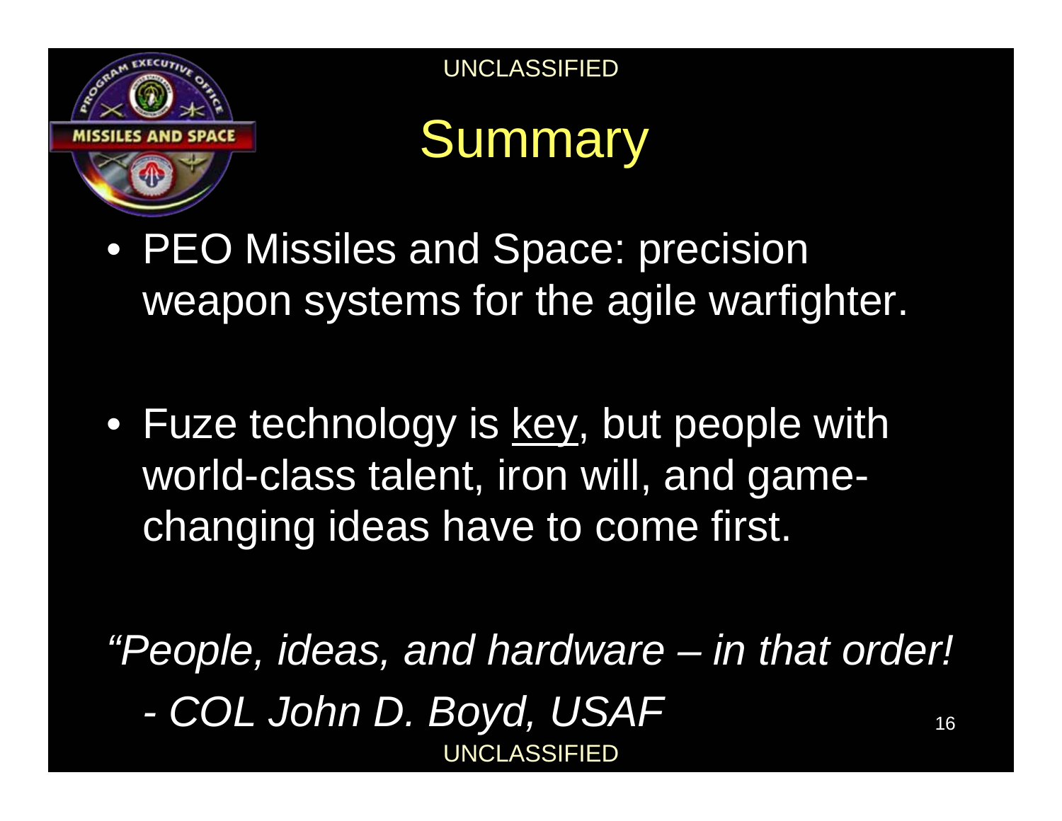# Summary

- PEO Missiles and Space: precision weapon systems for the agile warfighter.

- Fuze technology is <u>key</u>, but people with world-class talent, iron will, and game-changing ideas have to come first.

*"People, ideas, and hardware – in that order!*

*- COL John D. Boyd, USAF*